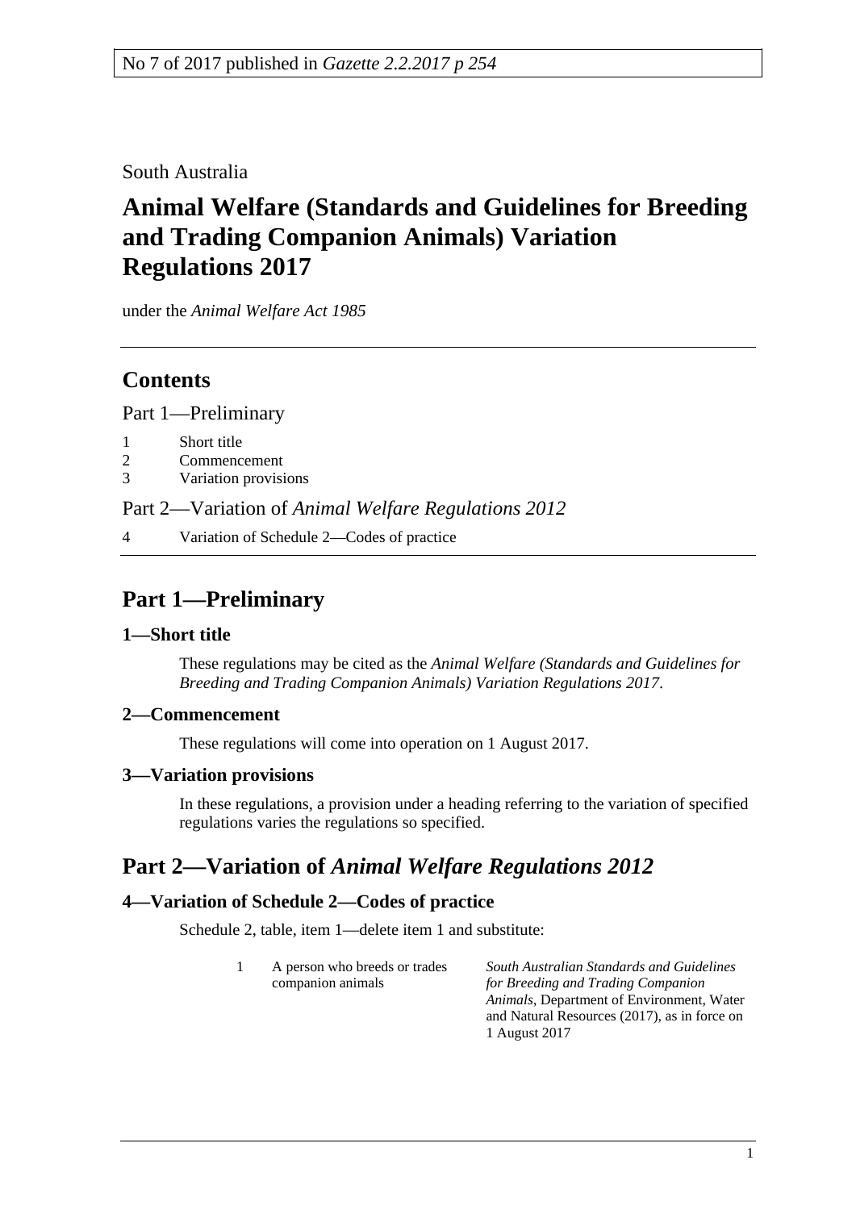No 7 of 2017 published in *Gazette 2.2.2017 p 254*

South Australia

# Animal Welfare (Standards and Guidelines for Breeding and Trading Companion Animals) Variation Regulations 2017

under the *Animal Welfare Act 1985*

## Contents

Part 1—Preliminary

1 Short title
2 Commencement
3 Variation provisions

Part 2—Variation of *Animal Welfare Regulations 2012*

4 Variation of Schedule 2—Codes of practice

## Part 1—Preliminary

### 1—Short title

These regulations may be cited as the *Animal Welfare (Standards and Guidelines for Breeding and Trading Companion Animals) Variation Regulations 2017*.

### 2—Commencement

These regulations will come into operation on 1 August 2017.

### 3—Variation provisions

In these regulations, a provision under a heading referring to the variation of specified regulations varies the regulations so specified.

## Part 2—Variation of *Animal Welfare Regulations 2012*

### 4—Variation of Schedule 2—Codes of practice

Schedule 2, table, item 1—delete item 1 and substitute:

| | | |
|---|---|---|
| 1 | A person who breeds or trades companion animals | *South Australian Standards and Guidelines for Breeding and Trading Companion Animals*, Department of Environment, Water and Natural Resources (2017), as in force on 1 August 2017 |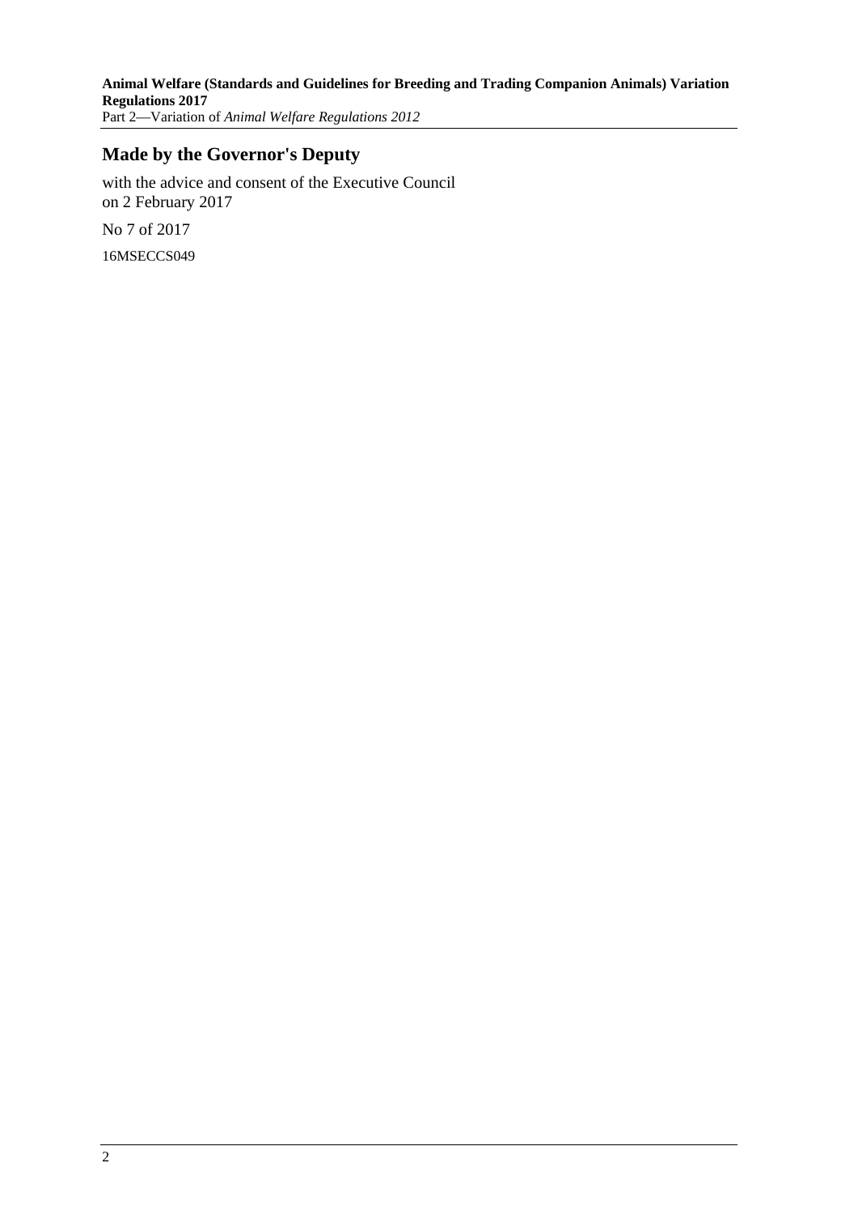## Made by the Governor's Deputy

with the advice and consent of the Executive Council
on 2 February 2017

No 7 of 2017

16MSECCS049